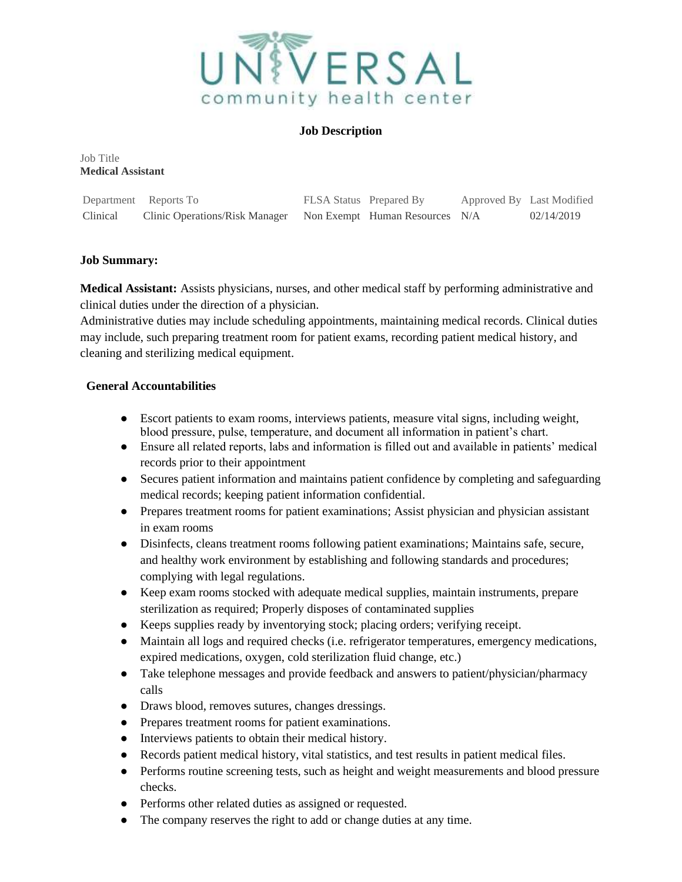UNIVERSAL community health center

## Job Description

Job Title
**Medical Assistant**

| Department | Reports To | FLSA Status | Prepared By | Approved By | Last Modified |
|---|---|---|---|---|---|
| Clinical | Clinic Operations/Risk Manager | Non Exempt | Human Resources | N/A | 02/14/2019 |

**Job Summary:**

**Medical Assistant:** Assists physicians, nurses, and other medical staff by performing administrative and clinical duties under the direction of a physician.
Administrative duties may include scheduling appointments, maintaining medical records. Clinical duties may include, such preparing treatment room for patient exams, recording patient medical history, and cleaning and sterilizing medical equipment.

**General Accountabilities**

- Escort patients to exam rooms, interviews patients, measure vital signs, including weight, blood pressure, pulse, temperature, and document all information in patient's chart.
- Ensure all related reports, labs and information is filled out and available in patients' medical records prior to their appointment
- Secures patient information and maintains patient confidence by completing and safeguarding medical records; keeping patient information confidential.
- Prepares treatment rooms for patient examinations; Assist physician and physician assistant in exam rooms
- Disinfects, cleans treatment rooms following patient examinations; Maintains safe, secure, and healthy work environment by establishing and following standards and procedures; complying with legal regulations.
- Keep exam rooms stocked with adequate medical supplies, maintain instruments, prepare sterilization as required; Properly disposes of contaminated supplies
- Keeps supplies ready by inventorying stock; placing orders; verifying receipt.
- Maintain all logs and required checks (i.e. refrigerator temperatures, emergency medications, expired medications, oxygen, cold sterilization fluid change, etc.)
- Take telephone messages and provide feedback and answers to patient/physician/pharmacy calls
- Draws blood, removes sutures, changes dressings.
- Prepares treatment rooms for patient examinations.
- Interviews patients to obtain their medical history.
- Records patient medical history, vital statistics, and test results in patient medical files.
- Performs routine screening tests, such as height and weight measurements and blood pressure checks.
- Performs other related duties as assigned or requested.
- The company reserves the right to add or change duties at any time.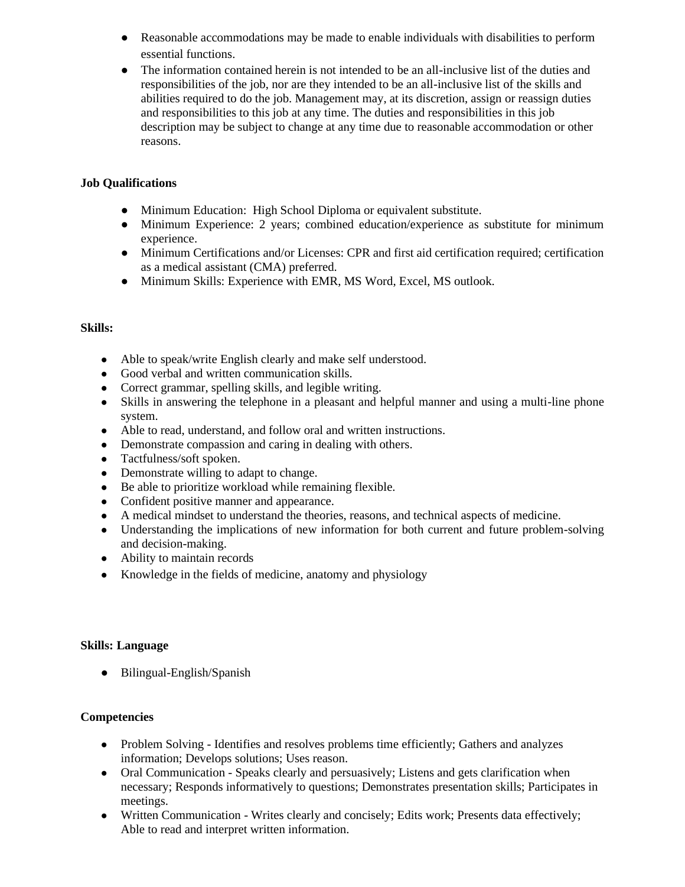- Reasonable accommodations may be made to enable individuals with disabilities to perform essential functions.
- The information contained herein is not intended to be an all-inclusive list of the duties and responsibilities of the job, nor are they intended to be an all-inclusive list of the skills and abilities required to do the job. Management may, at its discretion, assign or reassign duties and responsibilities to this job at any time. The duties and responsibilities in this job description may be subject to change at any time due to reasonable accommodation or other reasons.

**Job Qualifications**

- Minimum Education: High School Diploma or equivalent substitute.
- Minimum Experience: 2 years; combined education/experience as substitute for minimum experience.
- Minimum Certifications and/or Licenses: CPR and first aid certification required; certification as a medical assistant (CMA) preferred.
- Minimum Skills: Experience with EMR, MS Word, Excel, MS outlook.

**Skills:**

- Able to speak/write English clearly and make self understood.
- Good verbal and written communication skills.
- Correct grammar, spelling skills, and legible writing.
- Skills in answering the telephone in a pleasant and helpful manner and using a multi-line phone system.
- Able to read, understand, and follow oral and written instructions.
- Demonstrate compassion and caring in dealing with others.
- Tactfulness/soft spoken.
- Demonstrate willing to adapt to change.
- Be able to prioritize workload while remaining flexible.
- Confident positive manner and appearance.
- A medical mindset to understand the theories, reasons, and technical aspects of medicine.
- Understanding the implications of new information for both current and future problem-solving and decision-making.
- Ability to maintain records
- Knowledge in the fields of medicine, anatomy and physiology

**Skills: Language**

- Bilingual-English/Spanish

**Competencies**

- Problem Solving - Identifies and resolves problems time efficiently; Gathers and analyzes information; Develops solutions; Uses reason.
- Oral Communication - Speaks clearly and persuasively; Listens and gets clarification when necessary; Responds informatively to questions; Demonstrates presentation skills; Participates in meetings.
- Written Communication - Writes clearly and concisely; Edits work; Presents data effectively; Able to read and interpret written information.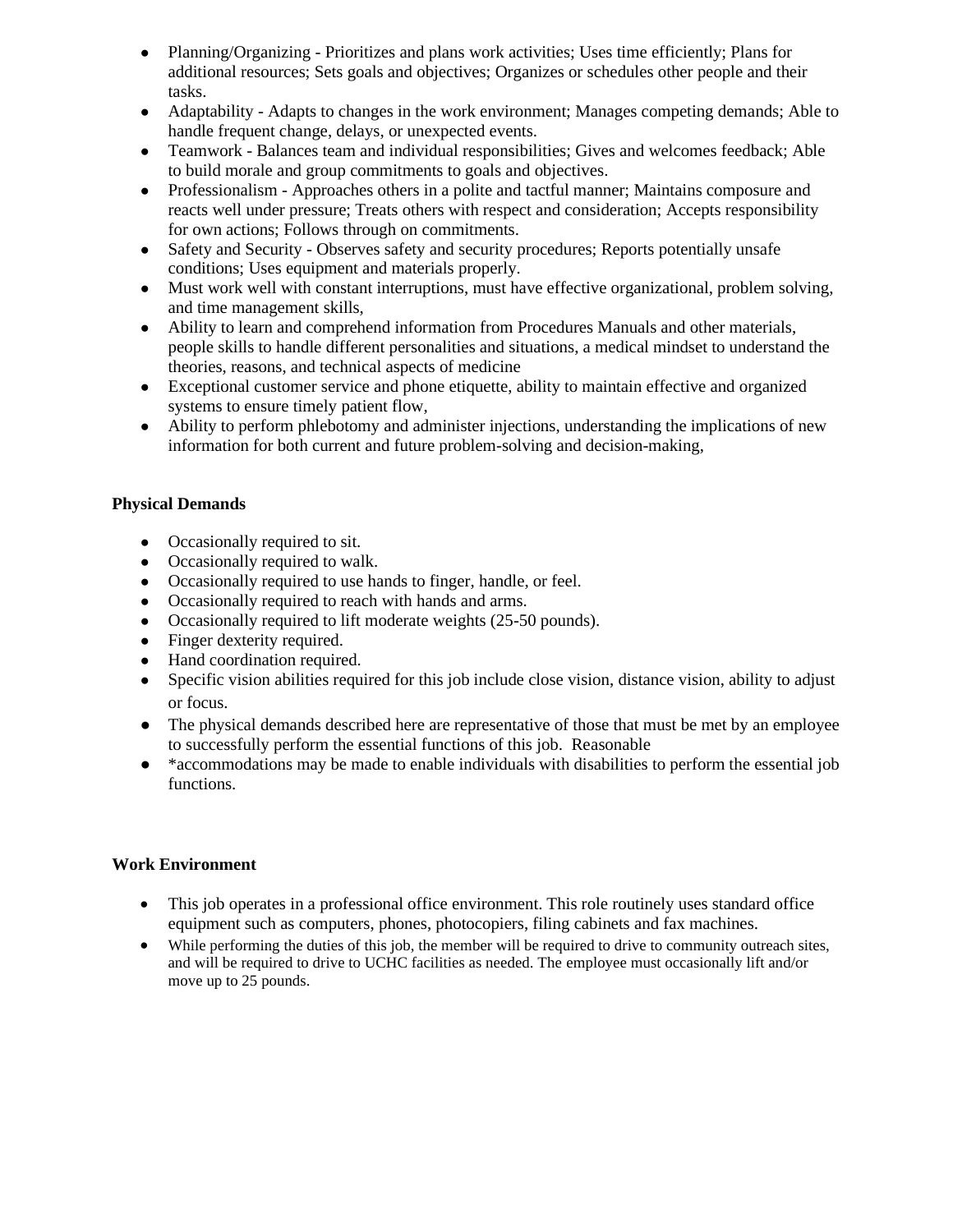- Planning/Organizing - Prioritizes and plans work activities; Uses time efficiently; Plans for additional resources; Sets goals and objectives; Organizes or schedules other people and their tasks.
- Adaptability - Adapts to changes in the work environment; Manages competing demands; Able to handle frequent change, delays, or unexpected events.
- Teamwork - Balances team and individual responsibilities; Gives and welcomes feedback; Able to build morale and group commitments to goals and objectives.
- Professionalism - Approaches others in a polite and tactful manner; Maintains composure and reacts well under pressure; Treats others with respect and consideration; Accepts responsibility for own actions; Follows through on commitments.
- Safety and Security - Observes safety and security procedures; Reports potentially unsafe conditions; Uses equipment and materials properly.
- Must work well with constant interruptions, must have effective organizational, problem solving, and time management skills,
- Ability to learn and comprehend information from Procedures Manuals and other materials, people skills to handle different personalities and situations, a medical mindset to understand the theories, reasons, and technical aspects of medicine
- Exceptional customer service and phone etiquette, ability to maintain effective and organized systems to ensure timely patient flow,
- Ability to perform phlebotomy and administer injections, understanding the implications of new information for both current and future problem-solving and decision-making,

**Physical Demands**

- Occasionally required to sit.
- Occasionally required to walk.
- Occasionally required to use hands to finger, handle, or feel.
- Occasionally required to reach with hands and arms.
- Occasionally required to lift moderate weights (25-50 pounds).
- Finger dexterity required.
- Hand coordination required.
- Specific vision abilities required for this job include close vision, distance vision, ability to adjust or focus.
- The physical demands described here are representative of those that must be met by an employee to successfully perform the essential functions of this job. Reasonable
- *accommodations may be made to enable individuals with disabilities to perform the essential job functions.

**Work Environment**

- This job operates in a professional office environment. This role routinely uses standard office equipment such as computers, phones, photocopiers, filing cabinets and fax machines.
- While performing the duties of this job, the member will be required to drive to community outreach sites, and will be required to drive to UCHC facilities as needed. The employee must occasionally lift and/or move up to 25 pounds.